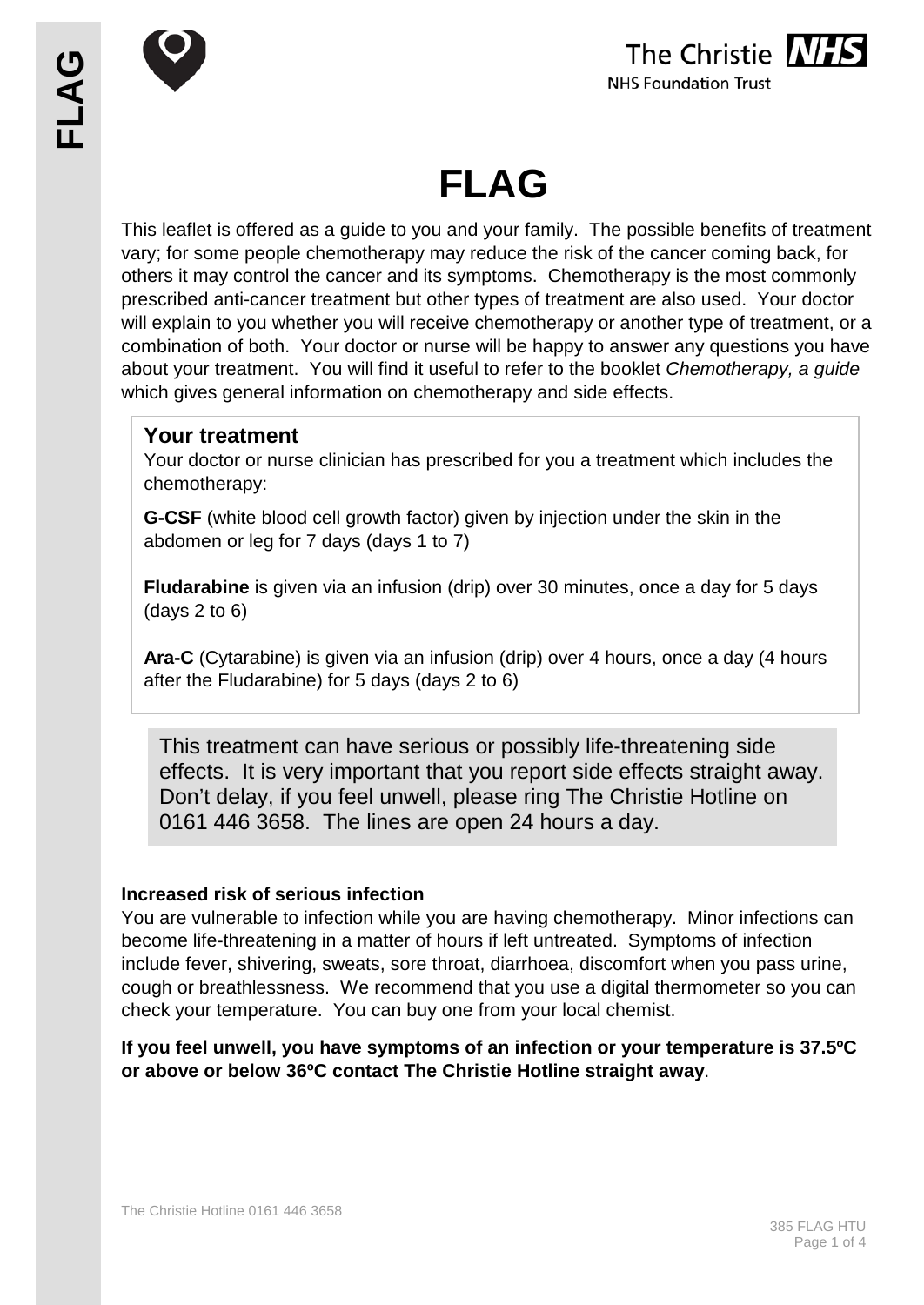# FLAG

This leaflet is offered as a guide to you and your family. The possible benefits of treatment vary; for some people chemotherapy may reduce the risk of the cancer coming back, for others it may control the cancer and its symptoms. Chemotherapy is the most commonly prescribed anti-cancer treatment but other types of treatment are also used. Your doctor will explain to you whether you will receive chemotherapy or another type of treatment, or a combination of both. Your doctor or nurse will be happy to answer any questions you have about your treatment. You will find it useful to refer to the booklet *Chemotherapy, a guide* which gives general information on chemotherapy and side effects.

## Your treatment

Your doctor or nurse clinician has prescribed for you a treatment which includes the chemotherapy:

**G-CSF** (white blood cell growth factor) given by injection under the skin in the abdomen or leg for 7 days (days 1 to 7)

**Fludarabine** is given via an infusion (drip) over 30 minutes, once a day for 5 days (days 2 to 6)

**Ara-C** (Cytarabine) is given via an infusion (drip) over 4 hours, once a day (4 hours after the Fludarabine) for 5 days (days 2 to 6)

This treatment can have serious or possibly life-threatening side effects. It is very important that you report side effects straight away. Don't delay, if you feel unwell, please ring The Christie Hotline on 0161 446 3658. The lines are open 24 hours a day.

**Increased risk of serious infection**

You are vulnerable to infection while you are having chemotherapy. Minor infections can become life-threatening in a matter of hours if left untreated. Symptoms of infection include fever, shivering, sweats, sore throat, diarrhoea, discomfort when you pass urine, cough or breathlessness. We recommend that you use a digital thermometer so you can check your temperature. You can buy one from your local chemist.

**If you feel unwell, you have symptoms of an infection or your temperature is 37.5ºC or above or below 36ºC contact The Christie Hotline straight away**.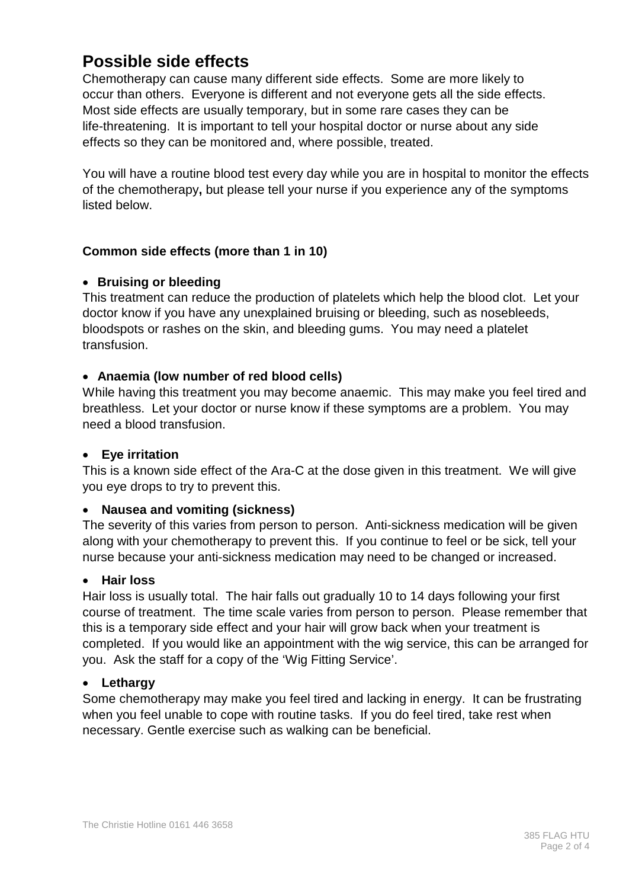# Possible side effects

Chemotherapy can cause many different side effects. Some are more likely to occur than others. Everyone is different and not everyone gets all the side effects. Most side effects are usually temporary, but in some rare cases they can be life-threatening. It is important to tell your hospital doctor or nurse about any side effects so they can be monitored and, where possible, treated.

You will have a routine blood test every day while you are in hospital to monitor the effects of the chemotherapy**,** but please tell your nurse if you experience any of the symptoms listed below.

**Common side effects (more than 1 in 10)**

- **Bruising or bleeding**

This treatment can reduce the production of platelets which help the blood clot. Let your doctor know if you have any unexplained bruising or bleeding, such as nosebleeds, bloodspots or rashes on the skin, and bleeding gums. You may need a platelet transfusion.

- **Anaemia (low number of red blood cells)**

While having this treatment you may become anaemic. This may make you feel tired and breathless. Let your doctor or nurse know if these symptoms are a problem. You may need a blood transfusion.

- **Eye irritation**

This is a known side effect of the Ara-C at the dose given in this treatment. We will give you eye drops to try to prevent this.

- **Nausea and vomiting (sickness)**

The severity of this varies from person to person. Anti-sickness medication will be given along with your chemotherapy to prevent this. If you continue to feel or be sick, tell your nurse because your anti-sickness medication may need to be changed or increased.

- **Hair loss**

Hair loss is usually total. The hair falls out gradually 10 to 14 days following your first course of treatment. The time scale varies from person to person. Please remember that this is a temporary side effect and your hair will grow back when your treatment is completed. If you would like an appointment with the wig service, this can be arranged for you. Ask the staff for a copy of the 'Wig Fitting Service'.

- **Lethargy**

Some chemotherapy may make you feel tired and lacking in energy. It can be frustrating when you feel unable to cope with routine tasks. If you do feel tired, take rest when necessary. Gentle exercise such as walking can be beneficial.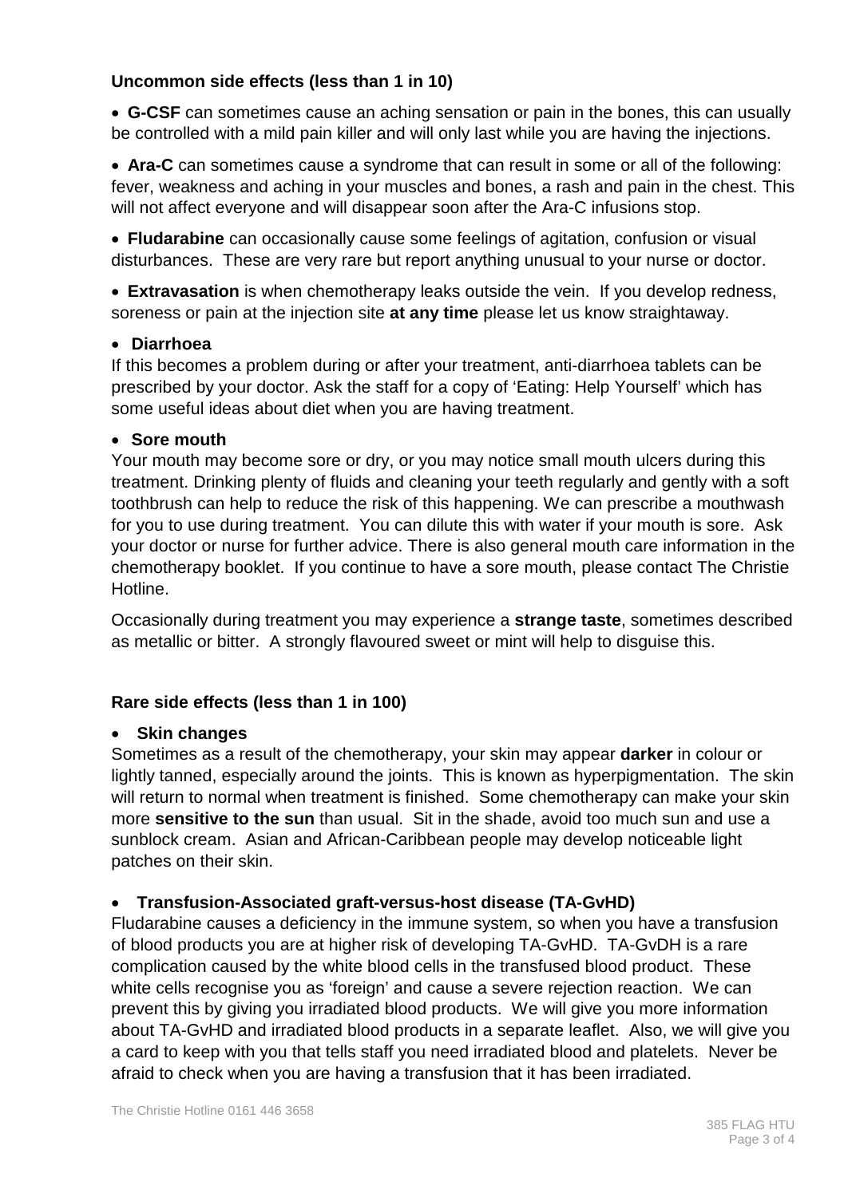### Uncommon side effects (less than 1 in 10)

- **G-CSF** can sometimes cause an aching sensation or pain in the bones, this can usually be controlled with a mild pain killer and will only last while you are having the injections.
- **Ara-C** can sometimes cause a syndrome that can result in some or all of the following: fever, weakness and aching in your muscles and bones, a rash and pain in the chest. This will not affect everyone and will disappear soon after the Ara-C infusions stop.
- **Fludarabine** can occasionally cause some feelings of agitation, confusion or visual disturbances. These are very rare but report anything unusual to your nurse or doctor.
- **Extravasation** is when chemotherapy leaks outside the vein. If you develop redness, soreness or pain at the injection site **at any time** please let us know straightaway.
- **Diarrhoea**

If this becomes a problem during or after your treatment, anti-diarrhoea tablets can be prescribed by your doctor. Ask the staff for a copy of 'Eating: Help Yourself' which has some useful ideas about diet when you are having treatment.

- **Sore mouth**

Your mouth may become sore or dry, or you may notice small mouth ulcers during this treatment. Drinking plenty of fluids and cleaning your teeth regularly and gently with a soft toothbrush can help to reduce the risk of this happening. We can prescribe a mouthwash for you to use during treatment. You can dilute this with water if your mouth is sore. Ask your doctor or nurse for further advice. There is also general mouth care information in the chemotherapy booklet. If you continue to have a sore mouth, please contact The Christie Hotline.

Occasionally during treatment you may experience a **strange taste**, sometimes described as metallic or bitter. A strongly flavoured sweet or mint will help to disguise this.

### Rare side effects (less than 1 in 100)

- **Skin changes**

Sometimes as a result of the chemotherapy, your skin may appear **darker** in colour or lightly tanned, especially around the joints. This is known as hyperpigmentation. The skin will return to normal when treatment is finished. Some chemotherapy can make your skin more **sensitive to the sun** than usual. Sit in the shade, avoid too much sun and use a sunblock cream. Asian and African-Caribbean people may develop noticeable light patches on their skin.

- **Transfusion-Associated graft-versus-host disease (TA-GvHD)**

Fludarabine causes a deficiency in the immune system, so when you have a transfusion of blood products you are at higher risk of developing TA-GvHD. TA-GvDH is a rare complication caused by the white blood cells in the transfused blood product. These white cells recognise you as 'foreign' and cause a severe rejection reaction. We can prevent this by giving you irradiated blood products. We will give you more information about TA-GvHD and irradiated blood products in a separate leaflet. Also, we will give you a card to keep with you that tells staff you need irradiated blood and platelets. Never be afraid to check when you are having a transfusion that it has been irradiated.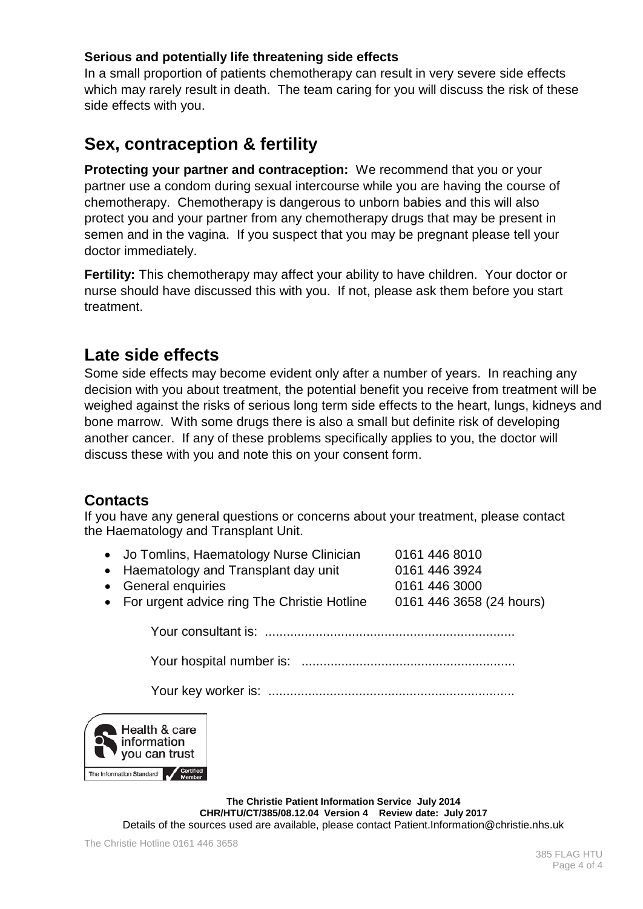**Serious and potentially life threatening side effects**

In a small proportion of patients chemotherapy can result in very severe side effects which may rarely result in death. The team caring for you will discuss the risk of these side effects with you.

## Sex, contraception & fertility

**Protecting your partner and contraception:** We recommend that you or your partner use a condom during sexual intercourse while you are having the course of chemotherapy. Chemotherapy is dangerous to unborn babies and this will also protect you and your partner from any chemotherapy drugs that may be present in semen and in the vagina. If you suspect that you may be pregnant please tell your doctor immediately.

**Fertility:** This chemotherapy may affect your ability to have children. Your doctor or nurse should have discussed this with you. If not, please ask them before you start treatment.

## Late side effects

Some side effects may become evident only after a number of years. In reaching any decision with you about treatment, the potential benefit you receive from treatment will be weighed against the risks of serious long term side effects to the heart, lungs, kidneys and bone marrow. With some drugs there is also a small but definite risk of developing another cancer. If any of these problems specifically applies to you, the doctor will discuss these with you and note this on your consent form.

### Contacts

If you have any general questions or concerns about your treatment, please contact the Haematology and Transplant Unit.

- Jo Tomlins, Haematology Nurse Clinician 0161 446 8010
- Haematology and Transplant day unit 0161 446 3924
- General enquiries 0161 446 3000
- For urgent advice ring The Christie Hotline 0161 446 3658 (24 hours)

Your consultant is: ....................................................................

Your hospital number is: ..........................................................

Your key worker is: ...................................................................

Health & care information you can trust
The Information Standard Certified Member

**The Christie Patient Information Service July 2014**
**CHR/HTU/CT/385/08.12.04 Version 4 Review date: July 2017**
Details of the sources used are available, please contact Patient.Information@christie.nhs.uk